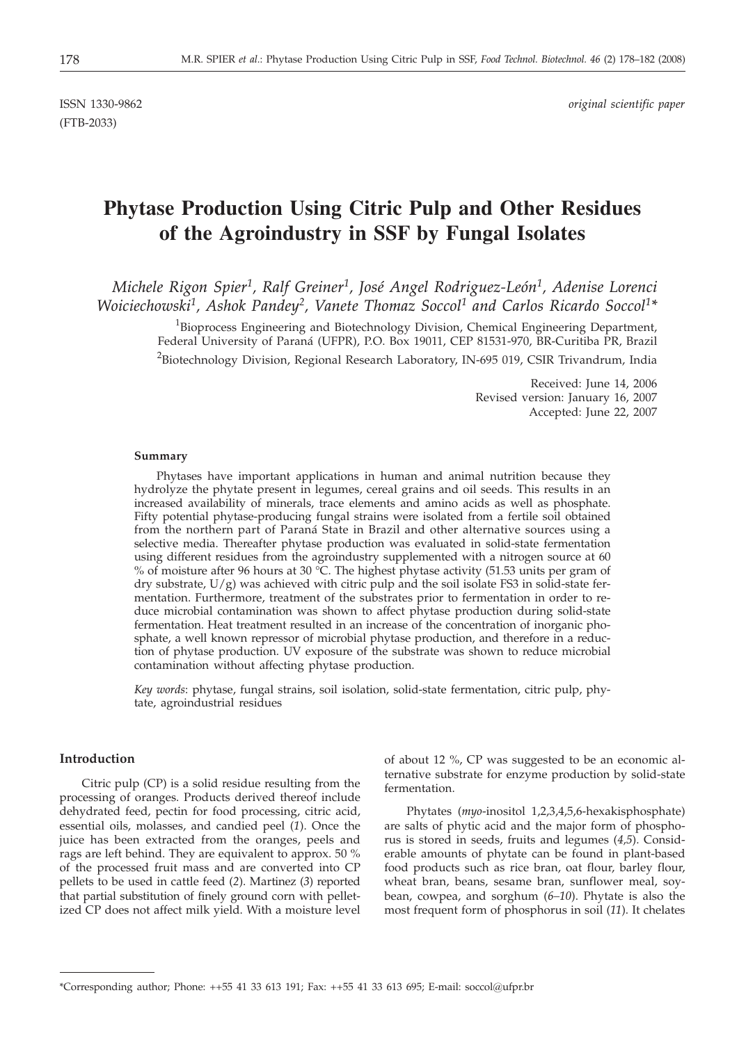ISSN 1330-9862 *original scientific paper*
(FTB-2033)

# Phytase Production Using Citric Pulp and Other Residues of the Agroindustry in SSF by Fungal Isolates

*Michele Rigon Spier[1], Ralf Greiner[1], José Angel Rodriguez-León[1], Adenise Lorenci Woiciechowski[1], Ashok Pandey[2], Vanete Thomaz Soccol[1] and Carlos Ricardo Soccol[1]\**

[1]Bioprocess Engineering and Biotechnology Division, Chemical Engineering Department, Federal University of Paraná (UFPR), P.O. Box 19011, CEP 81531-970, BR-Curitiba PR, Brazil

[2]Biotechnology Division, Regional Research Laboratory, IN-695 019, CSIR Trivandrum, India

Received: June 14, 2006
Revised version: January 16, 2007
Accepted: June 22, 2007

### Summary

Phytases have important applications in human and animal nutrition because they hydrolyze the phytate present in legumes, cereal grains and oil seeds. This results in an increased availability of minerals, trace elements and amino acids as well as phosphate. Fifty potential phytase-producing fungal strains were isolated from a fertile soil obtained from the northern part of Paraná State in Brazil and other alternative sources using a selective media. Thereafter phytase production was evaluated in solid-state fermentation using different residues from the agroindustry supplemented with a nitrogen source at 60 % of moisture after 96 hours at 30 °C. The highest phytase activity (51.53 units per gram of dry substrate, U/g) was achieved with citric pulp and the soil isolate FS3 in solid-state fermentation. Furthermore, treatment of the substrates prior to fermentation in order to reduce microbial contamination was shown to affect phytase production during solid-state fermentation. Heat treatment resulted in an increase of the concentration of inorganic phosphate, a well known repressor of microbial phytase production, and therefore in a reduction of phytase production. UV exposure of the substrate was shown to reduce microbial contamination without affecting phytase production.

*Key words*: phytase, fungal strains, soil isolation, solid-state fermentation, citric pulp, phytate, agroindustrial residues

## Introduction

Citric pulp (CP) is a solid residue resulting from the processing of oranges. Products derived thereof include dehydrated feed, pectin for food processing, citric acid, essential oils, molasses, and candied peel (*1*). Once the juice has been extracted from the oranges, peels and rags are left behind. They are equivalent to approx. 50 % of the processed fruit mass and are converted into CP pellets to be used in cattle feed (*2*). Martinez (*3*) reported that partial substitution of finely ground corn with pelletized CP does not affect milk yield. With a moisture level of about 12 %, CP was suggested to be an economic alternative substrate for enzyme production by solid-state fermentation.

Phytates (*myo*-inositol 1,2,3,4,5,6-hexakisphosphate) are salts of phytic acid and the major form of phosphorus is stored in seeds, fruits and legumes (*4,5*). Considerable amounts of phytate can be found in plant-based food products such as rice bran, oat flour, barley flour, wheat bran, beans, sesame bran, sunflower meal, soybean, cowpea, and sorghum (*6–10*). Phytate is also the most frequent form of phosphorus in soil (*11*). It chelates

\*Corresponding author; Phone: ++55 41 33 613 191; Fax: ++55 41 33 613 695; E-mail: soccol@ufpr.br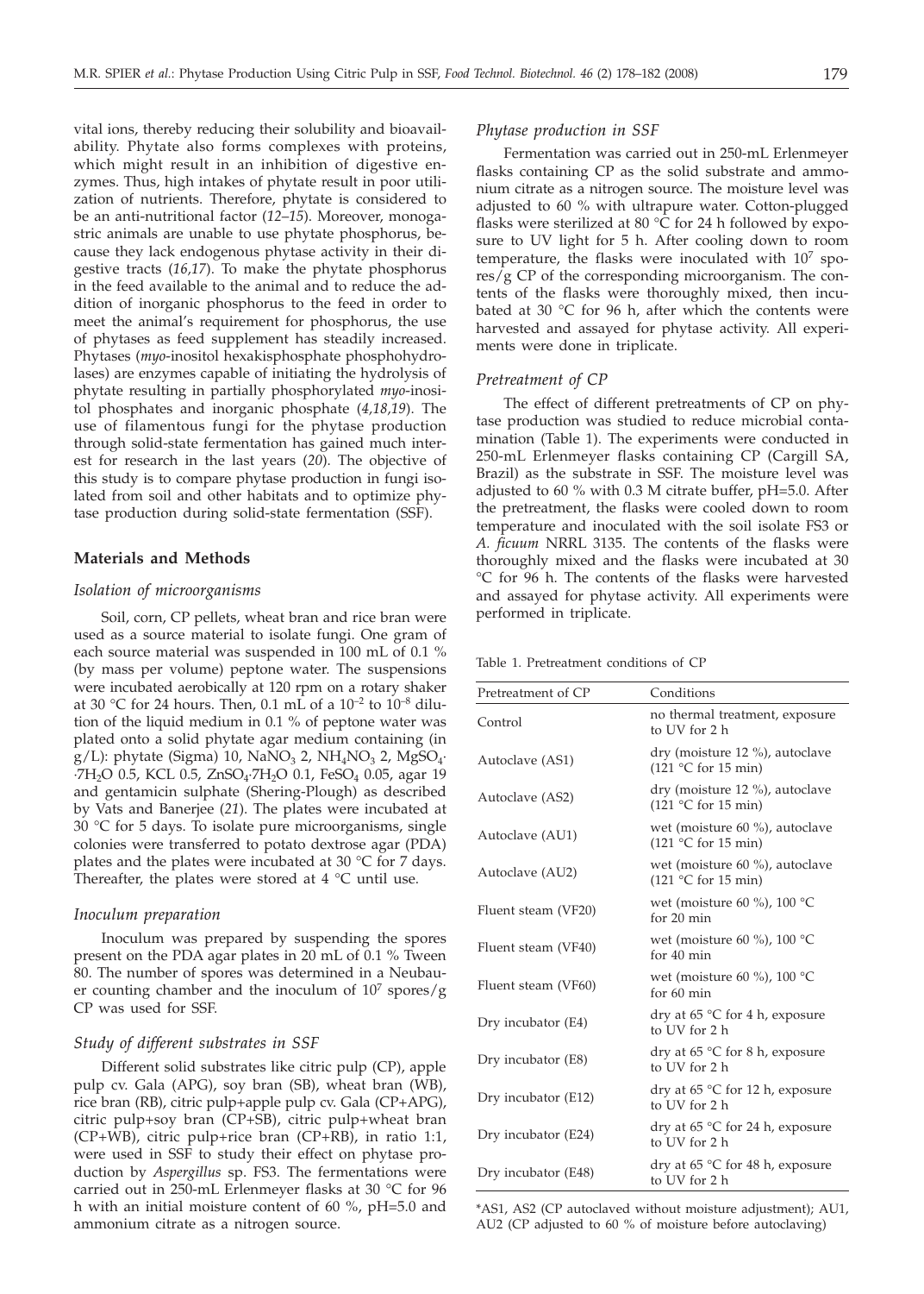vital ions, thereby reducing their solubility and bioavailability. Phytate also forms complexes with proteins, which might result in an inhibition of digestive enzymes. Thus, high intakes of phytate result in poor utilization of nutrients. Therefore, phytate is considered to be an anti-nutritional factor (*12–15*). Moreover, monogastric animals are unable to use phytate phosphorus, because they lack endogenous phytase activity in their digestive tracts (*16,17*). To make the phytate phosphorus in the feed available to the animal and to reduce the addition of inorganic phosphorus to the feed in order to meet the animal's requirement for phosphorus, the use of phytases as feed supplement has steadily increased. Phytases (*myo*-inositol hexakisphosphate phosphohydrolases) are enzymes capable of initiating the hydrolysis of phytate resulting in partially phosphorylated *myo*-inositol phosphates and inorganic phosphate (*4,18,19*). The use of filamentous fungi for the phytase production through solid-state fermentation has gained much interest for research in the last years (*20*). The objective of this study is to compare phytase production in fungi isolated from soil and other habitats and to optimize phytase production during solid-state fermentation (SSF).

## Materials and Methods

### Isolation of microorganisms

Soil, corn, CP pellets, wheat bran and rice bran were used as a source material to isolate fungi. One gram of each source material was suspended in 100 mL of 0.1 % (by mass per volume) peptone water. The suspensions were incubated aerobically at 120 rpm on a rotary shaker at 30 °C for 24 hours. Then, 0.1 mL of a $10^{-2}$ to $10^{-8}$ dilution of the liquid medium in 0.1 % of peptone water was plated onto a solid phytate agar medium containing (in g/L): phytate (Sigma) 10, $NaNO_3$ 2, $NH_4NO_3$ 2, $MgSO_4 \cdot 7H_2O$ 0.5, KCL 0.5, $ZnSO_4 \cdot 7H_2O$ 0.1, $FeSO_4$ 0.05, agar 19 and gentamicin sulphate (Shering-Plough) as described by Vats and Banerjee (*21*). The plates were incubated at 30 °C for 5 days. To isolate pure microorganisms, single colonies were transferred to potato dextrose agar (PDA) plates and the plates were incubated at 30 °C for 7 days. Thereafter, the plates were stored at 4 °C until use.

### Inoculum preparation

Inoculum was prepared by suspending the spores present on the PDA agar plates in 20 mL of 0.1 % Tween 80. The number of spores was determined in a Neubauer counting chamber and the inoculum of $10^7$ spores/g CP was used for SSF.

### Study of different substrates in SSF

Different solid substrates like citric pulp (CP), apple pulp cv. Gala (APG), soy bran (SB), wheat bran (WB), rice bran (RB), citric pulp+apple pulp cv. Gala (CP+APG), citric pulp+soy bran (CP+SB), citric pulp+wheat bran (CP+WB), citric pulp+rice bran (CP+RB), in ratio 1:1, were used in SSF to study their effect on phytase production by *Aspergillus* sp. FS3. The fermentations were carried out in 250-mL Erlenmeyer flasks at 30 °C for 96 h with an initial moisture content of 60 %, pH=5.0 and ammonium citrate as a nitrogen source.

### Phytase production in SSF

Fermentation was carried out in 250-mL Erlenmeyer flasks containing CP as the solid substrate and ammonium citrate as a nitrogen source. The moisture level was adjusted to 60 % with ultrapure water. Cotton-plugged flasks were sterilized at 80 °C for 24 h followed by exposure to UV light for 5 h. After cooling down to room temperature, the flasks were inoculated with $10^7$ spores/g CP of the corresponding microorganism. The contents of the flasks were thoroughly mixed, then incubated at 30 °C for 96 h, after which the contents were harvested and assayed for phytase activity. All experiments were done in triplicate.

### Pretreatment of CP

The effect of different pretreatments of CP on phytase production was studied to reduce microbial contamination (Table 1). The experiments were conducted in 250-mL Erlenmeyer flasks containing CP (Cargill SA, Brazil) as the substrate in SSF. The moisture level was adjusted to 60 % with 0.3 M citrate buffer, pH=5.0. After the pretreatment, the flasks were cooled down to room temperature and inoculated with the soil isolate FS3 or *A. ficuum* NRRL 3135. The contents of the flasks were thoroughly mixed and the flasks were incubated at 30 °C for 96 h. The contents of the flasks were harvested and assayed for phytase activity. All experiments were performed in triplicate.

Table 1. Pretreatment conditions of CP

| Pretreatment of CP | Conditions |
|---|---|
| Control | no thermal treatment, exposure to UV for 2 h |
| Autoclave (AS1) | dry (moisture 12 %), autoclave (121 °C for 15 min) |
| Autoclave (AS2) | dry (moisture 12 %), autoclave (121 °C for 15 min) |
| Autoclave (AU1) | wet (moisture 60 %), autoclave (121 °C for 15 min) |
| Autoclave (AU2) | wet (moisture 60 %), autoclave (121 °C for 15 min) |
| Fluent steam (VF20) | wet (moisture 60 %), 100 °C for 20 min |
| Fluent steam (VF40) | wet (moisture 60 %), 100 °C for 40 min |
| Fluent steam (VF60) | wet (moisture 60 %), 100 °C for 60 min |
| Dry incubator (E4) | dry at 65 °C for 4 h, exposure to UV for 2 h |
| Dry incubator (E8) | dry at 65 °C for 8 h, exposure to UV for 2 h |
| Dry incubator (E12) | dry at 65 °C for 12 h, exposure to UV for 2 h |
| Dry incubator (E24) | dry at 65 °C for 24 h, exposure to UV for 2 h |
| Dry incubator (E48) | dry at 65 °C for 48 h, exposure to UV for 2 h |

*AS1, AS2 (CP autoclaved without moisture adjustment); AU1, AU2 (CP adjusted to 60 % of moisture before autoclaving)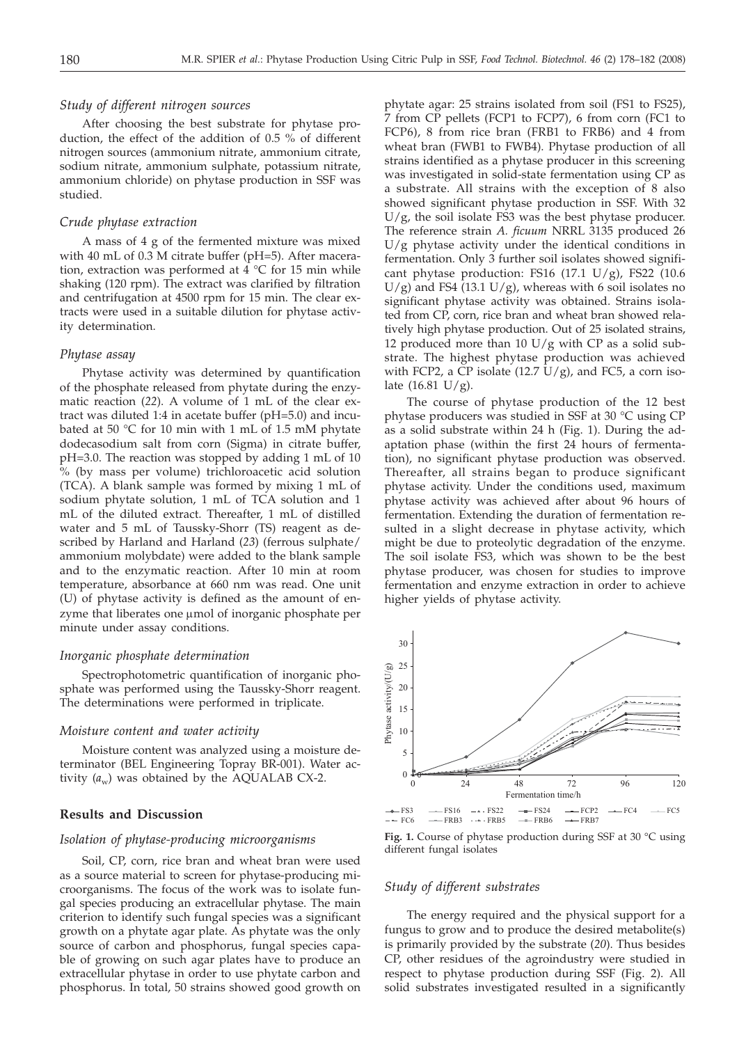### Study of different nitrogen sources

After choosing the best substrate for phytase production, the effect of the addition of 0.5 % of different nitrogen sources (ammonium nitrate, ammonium citrate, sodium nitrate, ammonium sulphate, potassium nitrate, ammonium chloride) on phytase production in SSF was studied.

### Crude phytase extraction

A mass of 4 g of the fermented mixture was mixed with 40 mL of 0.3 M citrate buffer (pH=5). After maceration, extraction was performed at 4 °C for 15 min while shaking (120 rpm). The extract was clarified by filtration and centrifugation at 4500 rpm for 15 min. The clear extracts were used in a suitable dilution for phytase activity determination.

### Phytase assay

Phytase activity was determined by quantification of the phosphate released from phytate during the enzymatic reaction (22). A volume of 1 mL of the clear extract was diluted 1:4 in acetate buffer (pH=5.0) and incubated at 50 °C for 10 min with 1 mL of 1.5 mM phytate dodecasodium salt from corn (Sigma) in citrate buffer, pH=3.0. The reaction was stopped by adding 1 mL of 10 % (by mass per volume) trichloroacetic acid solution (TCA). A blank sample was formed by mixing 1 mL of sodium phytate solution, 1 mL of TCA solution and 1 mL of the diluted extract. Thereafter, 1 mL of distilled water and 5 mL of Taussky-Shorr (TS) reagent as described by Harland and Harland (23) (ferrous sulphate/ammonium molybdate) were added to the blank sample and to the enzymatic reaction. After 10 min at room temperature, absorbance at 660 nm was read. One unit (U) of phytase activity is defined as the amount of enzyme that liberates one μmol of inorganic phosphate per minute under assay conditions.

### Inorganic phosphate determination

Spectrophotometric quantification of inorganic phosphate was performed using the Taussky-Shorr reagent. The determinations were performed in triplicate.

### Moisture content and water activity

Moisture content was analyzed using a moisture determinator (BEL Engineering Topray BR-001). Water activity ($a_w$) was obtained by the AQUALAB CX-2.

## Results and Discussion

### Isolation of phytase-producing microorganisms

Soil, CP, corn, rice bran and wheat bran were used as a source material to screen for phytase-producing microorganisms. The focus of the work was to isolate fungal species producing an extracellular phytase. The main criterion to identify such fungal species was a significant growth on a phytate agar plate. As phytate was the only source of carbon and phosphorus, fungal species capable of growing on such agar plates have to produce an extracellular phytase in order to use phytate carbon and phosphorus. In total, 50 strains showed good growth on phytate agar: 25 strains isolated from soil (FS1 to FS25), 7 from CP pellets (FCP1 to FCP7), 6 from corn (FC1 to FCP6), 8 from rice bran (FRB1 to FRB6) and 4 from wheat bran (FWB1 to FWB4). Phytase production of all strains identified as a phytase producer in this screening was investigated in solid-state fermentation using CP as a substrate. All strains with the exception of 8 also showed significant phytase production in SSF. With 32 U/g, the soil isolate FS3 was the best phytase producer. The reference strain *A. ficuum* NRRL 3135 produced 26 U/g phytase activity under the identical conditions in fermentation. Only 3 further soil isolates showed significant phytase production: FS16 (17.1 U/g), FS22 (10.6 U/g) and FS4 (13.1 U/g), whereas with 6 soil isolates no significant phytase activity was obtained. Strains isolated from CP, corn, rice bran and wheat bran showed relatively high phytase production. Out of 25 isolated strains, 12 produced more than 10 U/g with CP as a solid substrate. The highest phytase production was achieved with FCP2, a CP isolate (12.7 U/g), and FC5, a corn isolate (16.81 U/g).

The course of phytase production of the 12 best phytase producers was studied in SSF at 30 °C using CP as a solid substrate within 24 h (Fig. 1). During the adaptation phase (within the first 24 hours of fermentation), no significant phytase production was observed. Thereafter, all strains began to produce significant phytase activity. Under the conditions used, maximum phytase activity was achieved after about 96 hours of fermentation. Extending the duration of fermentation resulted in a slight decrease in phytase activity, which might be due to proteolytic degradation of the enzyme. The soil isolate FS3, which was shown to be the best phytase producer, was chosen for studies to improve fermentation and enzyme extraction in order to achieve higher yields of phytase activity.

**Fig. 1.** Course of phytase production during SSF at 30 °C using different fungal isolates

### Study of different substrates

The energy required and the physical support for a fungus to grow and to produce the desired metabolite(s) is primarily provided by the substrate (20). Thus besides CP, other residues of the agroindustry were studied in respect to phytase production during SSF (Fig. 2). All solid substrates investigated resulted in a significantly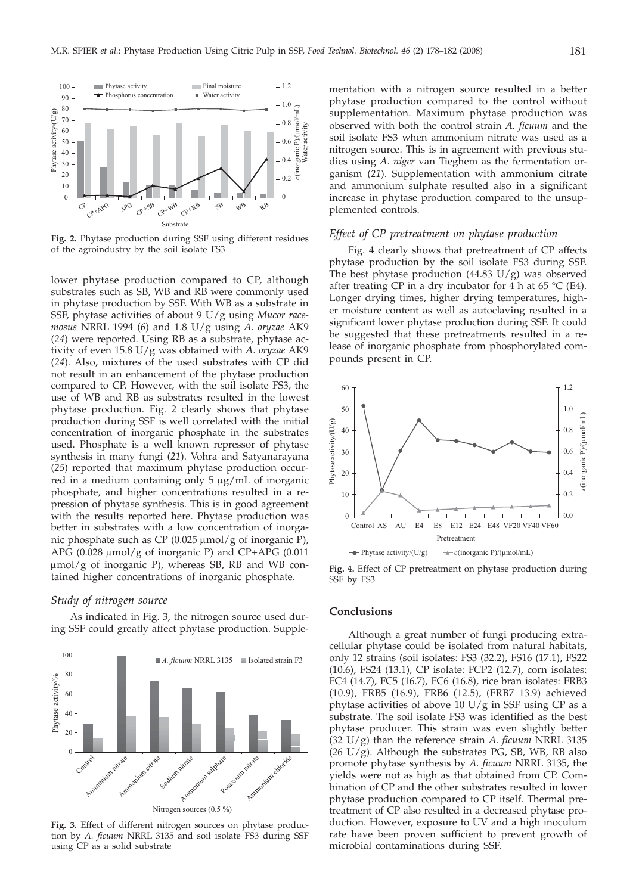**Fig. 2.** Phytase production during SSF using different residues of the agroindustry by the soil isolate FS3

lower phytase production compared to CP, although substrates such as SB, WB and RB were commonly used in phytase production by SSF. With WB as a substrate in SSF, phytase activities of about 9 U/g using *Mucor racemosus* NRRL 1994 (*6*) and 1.8 U/g using *A. oryzae* AK9 (*24*) were reported. Using RB as a substrate, phytase activity of even 15.8 U/g was obtained with *A. oryzae* AK9 (*24*). Also, mixtures of the used substrates with CP did not result in an enhancement of the phytase production compared to CP. However, with the soil isolate FS3, the use of WB and RB as substrates resulted in the lowest phytase production. Fig. 2 clearly shows that phytase production during SSF is well correlated with the initial concentration of inorganic phosphate in the substrates used. Phosphate is a well known repressor of phytase synthesis in many fungi (*21*). Vohra and Satyanarayana (*25*) reported that maximum phytase production occurred in a medium containing only 5 μg/mL of inorganic phosphate, and higher concentrations resulted in a repression of phytase synthesis. This is in good agreement with the results reported here. Phytase production was better in substrates with a low concentration of inorganic phosphate such as CP (0.025 μmol/g of inorganic P), APG (0.028 μmol/g of inorganic P) and CP+APG (0.011 μmol/g of inorganic P), whereas SB, RB and WB contained higher concentrations of inorganic phosphate.

### *Study of nitrogen source*

As indicated in Fig. 3, the nitrogen source used during SSF could greatly affect phytase production. Supplementation with a nitrogen source resulted in a better phytase production compared to the control without supplementation. Maximum phytase production was observed with both the control strain *A. ficuum* and the soil isolate FS3 when ammonium nitrate was used as a nitrogen source. This is in agreement with previous studies using *A. niger* van Tieghem as the fermentation organism (*21*). Supplementation with ammonium citrate and ammonium sulphate resulted also in a significant increase in phytase production compared to the unsupplemented controls.

**Fig. 3.** Effect of different nitrogen sources on phytase production by *A. ficuum* NRRL 3135 and soil isolate FS3 during SSF using CP as a solid substrate

### *Effect of CP pretreatment on phytase production*

Fig. 4 clearly shows that pretreatment of CP affects phytase production by the soil isolate FS3 during SSF. The best phytase production (44.83 U/g) was observed after treating CP in a dry incubator for 4 h at 65 °C (E4). Longer drying times, higher drying temperatures, higher moisture content as well as autoclaving resulted in a significant lower phytase production during SSF. It could be suggested that these pretreatments resulted in a release of inorganic phosphate from phosphorylated compounds present in CP.

**Fig. 4.** Effect of CP pretreatment on phytase production during SSF by FS3

## Conclusions

Although a great number of fungi producing extracellular phytase could be isolated from natural habitats, only 12 strains (soil isolates: FS3 (32.2), FS16 (17.1), FS22 (10.6), FS24 (13.1), CP isolate: FCP2 (12.7), corn isolates: FC4 (14.7), FC5 (16.7), FC6 (16.8), rice bran isolates: FRB3 (10.9), FRB5 (16.9), FRB6 (12.5), (FRB7 13.9) achieved phytase activities of above 10 U/g in SSF using CP as a substrate. The soil isolate FS3 was identified as the best phytase producer. This strain was even slightly better (32 U/g) than the reference strain *A. ficuum* NRRL 3135 (26 U/g). Although the substrates PG, SB, WB, RB also promote phytase synthesis by *A. ficuum* NRRL 3135, the yields were not as high as that obtained from CP. Combination of CP and the other substrates resulted in lower phytase production compared to CP itself. Thermal pretreatment of CP also resulted in a decreased phytase production. However, exposure to UV and a high inoculum rate have been proven sufficient to prevent growth of microbial contaminations during SSF.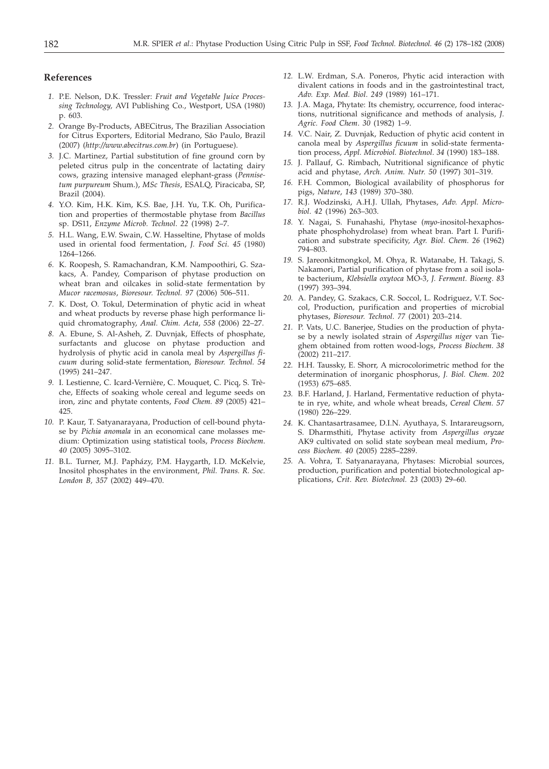## References

1. P.E. Nelson, D.K. Tressler: *Fruit and Vegetable Juice Processing Technology,* AVI Publishing Co., Westport, USA (1980) p. 603.
2. Orange By-Products, ABECitrus, The Brazilian Association for Citrus Exporters, Editorial Medrano, São Paulo, Brazil (2007) (*http://www.abecitrus.com.br*) (in Portuguese).
3. J.C. Martinez, Partial substitution of fine ground corn by peleted citrus pulp in the concentrate of lactating dairy cows, grazing intensive managed elephant-grass (*Pennisetum purpureum* Shum.), *MSc Thesis*, ESALQ, Piracicaba, SP, Brazil (2004).
4. Y.O. Kim, H.K. Kim, K.S. Bae, J.H. Yu, T.K. Oh, Purification and properties of thermostable phytase from *Bacillus* sp. DS11, *Enzyme Microb. Technol. 22* (1998) 2–7.
5. H.L. Wang, E.W. Swain, C.W. Hasseltine, Phytase of molds used in oriental food fermentation, *J. Food Sci. 45* (1980) 1264–1266.
6. K. Roopesh, S. Ramachandran, K.M. Nampoothiri, G. Szakacs, A. Pandey, Comparison of phytase production on wheat bran and oilcakes in solid-state fermentation by *Mucor racemosus*, *Bioresour. Technol. 97* (2006) 506–511.
7. K. Dost, O. Tokul, Determination of phytic acid in wheat and wheat products by reverse phase high performance liquid chromatography, *Anal. Chim. Acta*, *558* (2006) 22–27.
8. A. Ebune, S. Al-Asheh, Z. Duvnjak, Effects of phosphate, surfactants and glucose on phytase production and hydrolysis of phytic acid in canola meal by *Aspergillus ficuum* during solid-state fermentation, *Bioresour. Technol. 54* (1995) 241–247.
9. I. Lestienne, C. Icard-Vernière, C. Mouquet, C. Picq, S. Trèche, Effects of soaking whole cereal and legume seeds on iron, zinc and phytate contents, *Food Chem. 89* (2005) 421–425.
10. P. Kaur, T. Satyanarayana, Production of cell-bound phytase by *Pichia anomala* in an economical cane molasses medium: Optimization using statistical tools, *Process Biochem. 40* (2005) 3095–3102.
11. B.L. Turner, M.J. Papházy, P.M. Haygarth, I.D. McKelvie, Inositol phosphates in the environment, *Phil. Trans. R. Soc. London B*, *357* (2002) 449–470.
12. L.W. Erdman, S.A. Poneros, Phytic acid interaction with divalent cations in foods and in the gastrointestinal tract, *Adv. Exp. Med. Biol*. *249* (1989) 161–171.
13. J.A. Maga, Phytate: Its chemistry, occurrence, food interactions, nutritional significance and methods of analysis, *J. Agric. Food Chem*. *30* (1982) 1–9.
14. V.C. Nair, Z. Duvnjak, Reduction of phytic acid content in canola meal by *Aspergillus ficuum* in solid-state fermentation process, *Appl. Microbiol. Biotechnol*. *34* (1990) 183–188.
15. J. Pallauf, G. Rimbach, Nutritional significance of phytic acid and phytase, *Arch. Anim. Nutr. 50* (1997) 301–319.
16. F.H. Common, Biological availability of phosphorus for pigs, *Nature*, *143* (1989) 370–380.
17. R.J. Wodzinski, A.H.J. Ullah, Phytases, *Adv. Appl. Microbiol*. *42* (1996) 263–303.
18. Y. Nagai, S. Funahashi, Phytase (*myo*-inositol-hexaphosphate phosphohydrolase) from wheat bran. Part I. Purification and substrate specificity, *Agr. Biol. Chem*. *26* (1962) 794–803.
19. S. Jareonkitmongkol, M. Ohya, R. Watanabe, H. Takagi, S. Nakamori, Partial purification of phytase from a soil isolate bacterium, *Klebsiella oxytoca* MO-3, *J. Ferment. Bioeng*. *83* (1997) 393–394.
20. A. Pandey, G. Szakacs, C.R. Soccol, L. Rodriguez, V.T. Soccol, Production, purification and properties of microbial phytases, *Bioresour. Technol. 77* (2001) 203–214.
21. P. Vats, U.C. Banerjee, Studies on the production of phytase by a newly isolated strain of *Aspergillus niger* van Tieghem obtained from rotten wood-logs, *Process Biochem*. *38* (2002) 211–217.
22. H.H. Taussky, E. Shorr, A microcolorimetric method for the determination of inorganic phosphorus, *J. Biol. Chem. 202* (1953) 675–685.
23. B.F. Harland, J. Harland, Fermentative reduction of phytate in rye, white, and whole wheat breads, *Cereal Chem. 57* (1980) 226–229.
24. K. Chantasartrasamee, D.I.N. Ayuthaya, S. Intarareugsorn, S. Dharmsthiti, Phytase activity from *Aspergillus oryzae* AK9 cultivated on solid state soybean meal medium, *Process Biochem. 40* (2005) 2285–2289.
25. A. Vohra, T. Satyanarayana, Phytases: Microbial sources, production, purification and potential biotechnological applications, *Crit. Rev. Biotechnol. 23* (2003) 29–60.